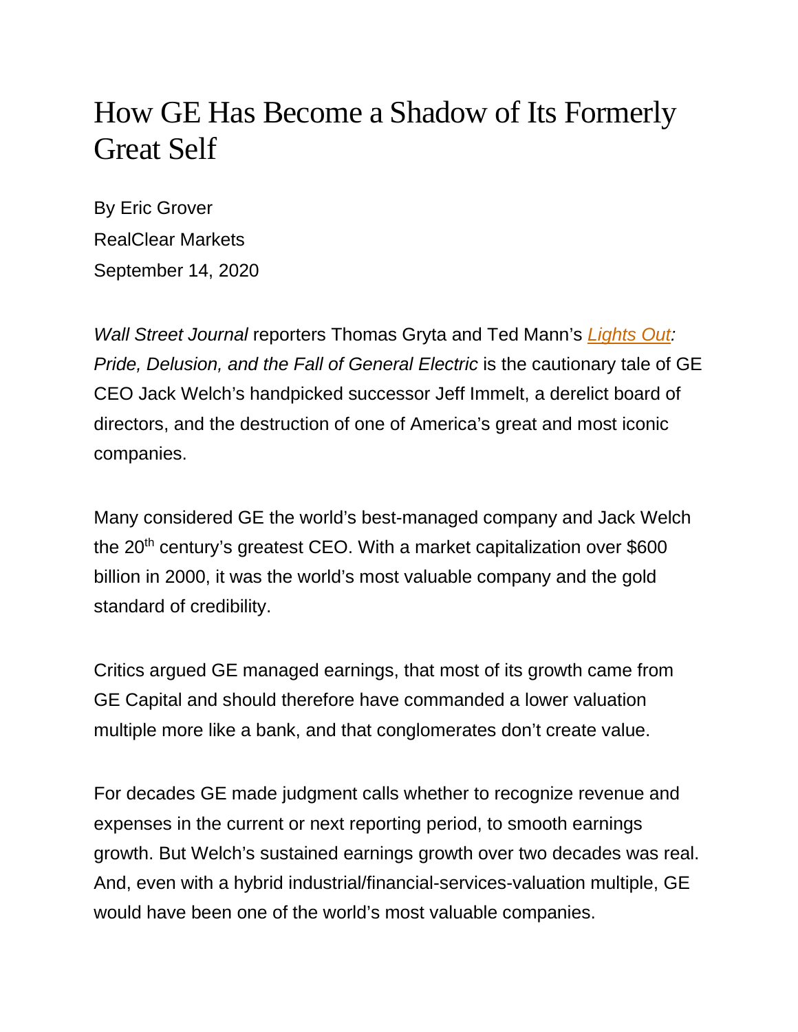# How GE Has Become a Shadow of Its Formerly Great Self

By Eric Grover
RealClear Markets
September 14, 2020

*Wall Street Journal* reporters Thomas Gryta and Ted Mann's *Lights Out: Pride, Delusion, and the Fall of General Electric* is the cautionary tale of GE CEO Jack Welch's handpicked successor Jeff Immelt, a derelict board of directors, and the destruction of one of America's great and most iconic companies.

Many considered GE the world's best-managed company and Jack Welch the 20th century's greatest CEO. With a market capitalization over $600 billion in 2000, it was the world's most valuable company and the gold standard of credibility.

Critics argued GE managed earnings, that most of its growth came from GE Capital and should therefore have commanded a lower valuation multiple more like a bank, and that conglomerates don't create value.

For decades GE made judgment calls whether to recognize revenue and expenses in the current or next reporting period, to smooth earnings growth. But Welch's sustained earnings growth over two decades was real. And, even with a hybrid industrial/financial-services-valuation multiple, GE would have been one of the world's most valuable companies.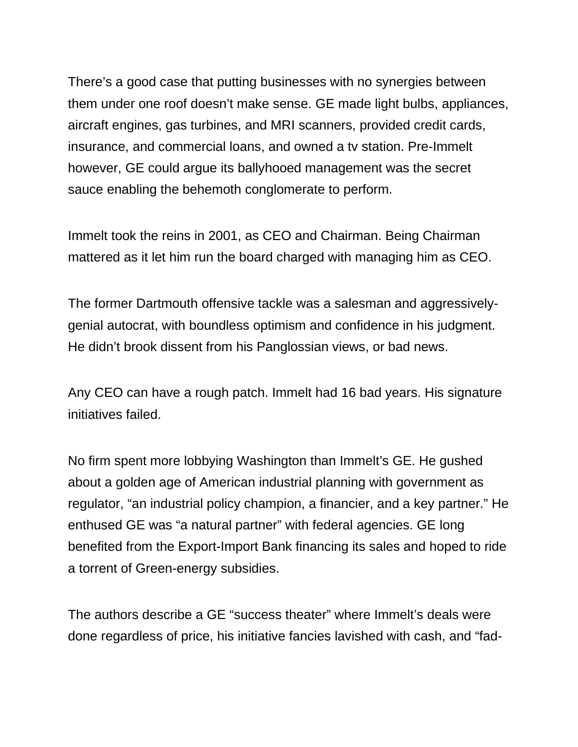There's a good case that putting businesses with no synergies between them under one roof doesn't make sense. GE made light bulbs, appliances, aircraft engines, gas turbines, and MRI scanners, provided credit cards, insurance, and commercial loans, and owned a tv station. Pre-Immelt however, GE could argue its ballyhooed management was the secret sauce enabling the behemoth conglomerate to perform.

Immelt took the reins in 2001, as CEO and Chairman. Being Chairman mattered as it let him run the board charged with managing him as CEO.

The former Dartmouth offensive tackle was a salesman and aggressively-genial autocrat, with boundless optimism and confidence in his judgment. He didn't brook dissent from his Panglossian views, or bad news.

Any CEO can have a rough patch. Immelt had 16 bad years. His signature initiatives failed.

No firm spent more lobbying Washington than Immelt's GE. He gushed about a golden age of American industrial planning with government as regulator, "an industrial policy champion, a financier, and a key partner." He enthused GE was "a natural partner" with federal agencies. GE long benefited from the Export-Import Bank financing its sales and hoped to ride a torrent of Green-energy subsidies.

The authors describe a GE "success theater" where Immelt's deals were done regardless of price, his initiative fancies lavished with cash, and "fad-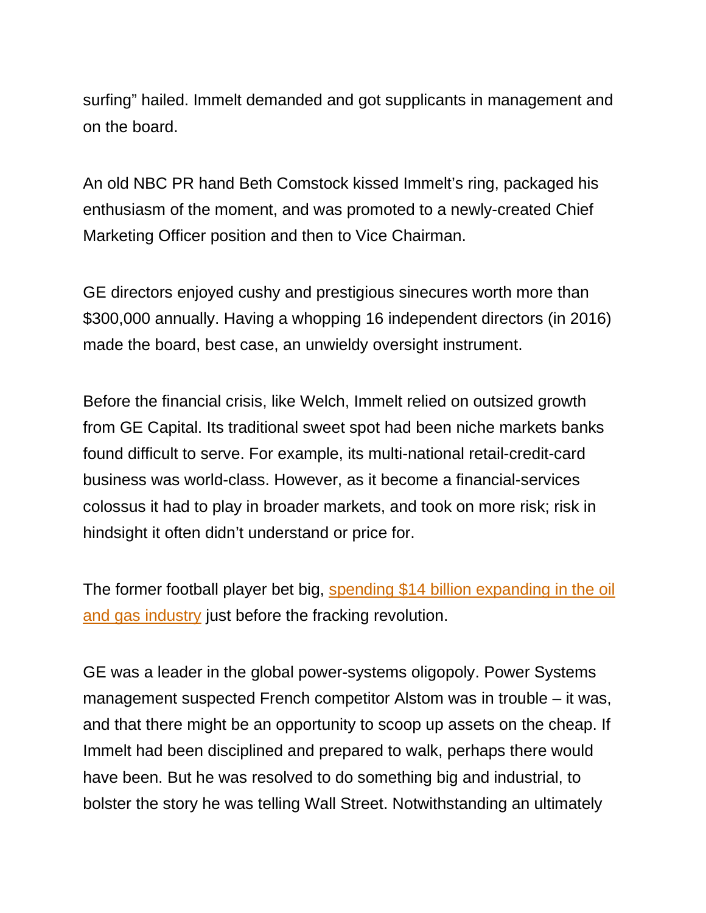surfing" hailed. Immelt demanded and got supplicants in management and on the board.

An old NBC PR hand Beth Comstock kissed Immelt's ring, packaged his enthusiasm of the moment, and was promoted to a newly-created Chief Marketing Officer position and then to Vice Chairman.

GE directors enjoyed cushy and prestigious sinecures worth more than $300,000 annually. Having a whopping 16 independent directors (in 2016) made the board, best case, an unwieldy oversight instrument.

Before the financial crisis, like Welch, Immelt relied on outsized growth from GE Capital. Its traditional sweet spot had been niche markets banks found difficult to serve. For example, its multi-national retail-credit-card business was world-class. However, as it become a financial-services colossus it had to play in broader markets, and took on more risk; risk in hindsight it often didn't understand or price for.

The former football player bet big, spending $14 billion expanding in the oil and gas industry just before the fracking revolution.

GE was a leader in the global power-systems oligopoly. Power Systems management suspected French competitor Alstom was in trouble – it was, and that there might be an opportunity to scoop up assets on the cheap. If Immelt had been disciplined and prepared to walk, perhaps there would have been. But he was resolved to do something big and industrial, to bolster the story he was telling Wall Street. Notwithstanding an ultimately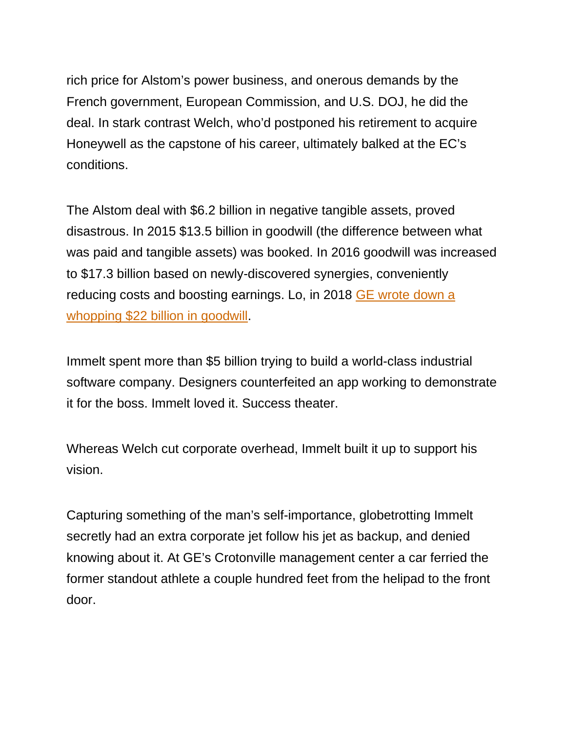rich price for Alstom's power business, and onerous demands by the French government, European Commission, and U.S. DOJ, he did the deal. In stark contrast Welch, who'd postponed his retirement to acquire Honeywell as the capstone of his career, ultimately balked at the EC's conditions.

The Alstom deal with $6.2 billion in negative tangible assets, proved disastrous. In 2015 $13.5 billion in goodwill (the difference between what was paid and tangible assets) was booked. In 2016 goodwill was increased to $17.3 billion based on newly-discovered synergies, conveniently reducing costs and boosting earnings. Lo, in 2018 GE wrote down a whopping $22 billion in goodwill.

Immelt spent more than $5 billion trying to build a world-class industrial software company. Designers counterfeited an app working to demonstrate it for the boss. Immelt loved it. Success theater.

Whereas Welch cut corporate overhead, Immelt built it up to support his vision.

Capturing something of the man's self-importance, globetrotting Immelt secretly had an extra corporate jet follow his jet as backup, and denied knowing about it. At GE's Crotonville management center a car ferried the former standout athlete a couple hundred feet from the helipad to the front door.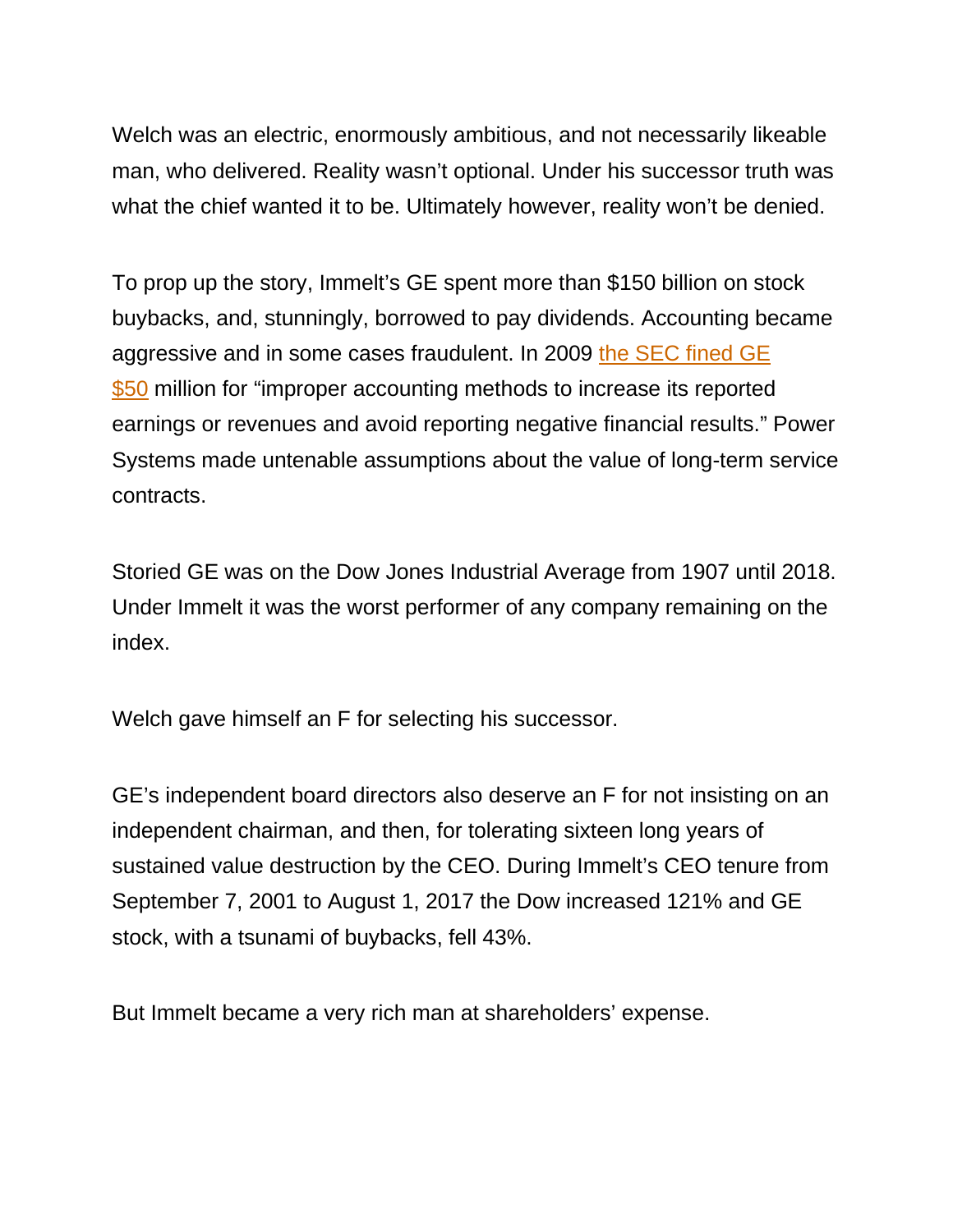Welch was an electric, enormously ambitious, and not necessarily likeable man, who delivered. Reality wasn't optional. Under his successor truth was what the chief wanted it to be. Ultimately however, reality won't be denied.

To prop up the story, Immelt's GE spent more than $150 billion on stock buybacks, and, stunningly, borrowed to pay dividends. Accounting became aggressive and in some cases fraudulent. In 2009 [the SEC fined GE $50] million for "improper accounting methods to increase its reported earnings or revenues and avoid reporting negative financial results." Power Systems made untenable assumptions about the value of long-term service contracts.

Storied GE was on the Dow Jones Industrial Average from 1907 until 2018. Under Immelt it was the worst performer of any company remaining on the index.

Welch gave himself an F for selecting his successor.

GE's independent board directors also deserve an F for not insisting on an independent chairman, and then, for tolerating sixteen long years of sustained value destruction by the CEO. During Immelt's CEO tenure from September 7, 2001 to August 1, 2017 the Dow increased 121% and GE stock, with a tsunami of buybacks, fell 43%.

But Immelt became a very rich man at shareholders' expense.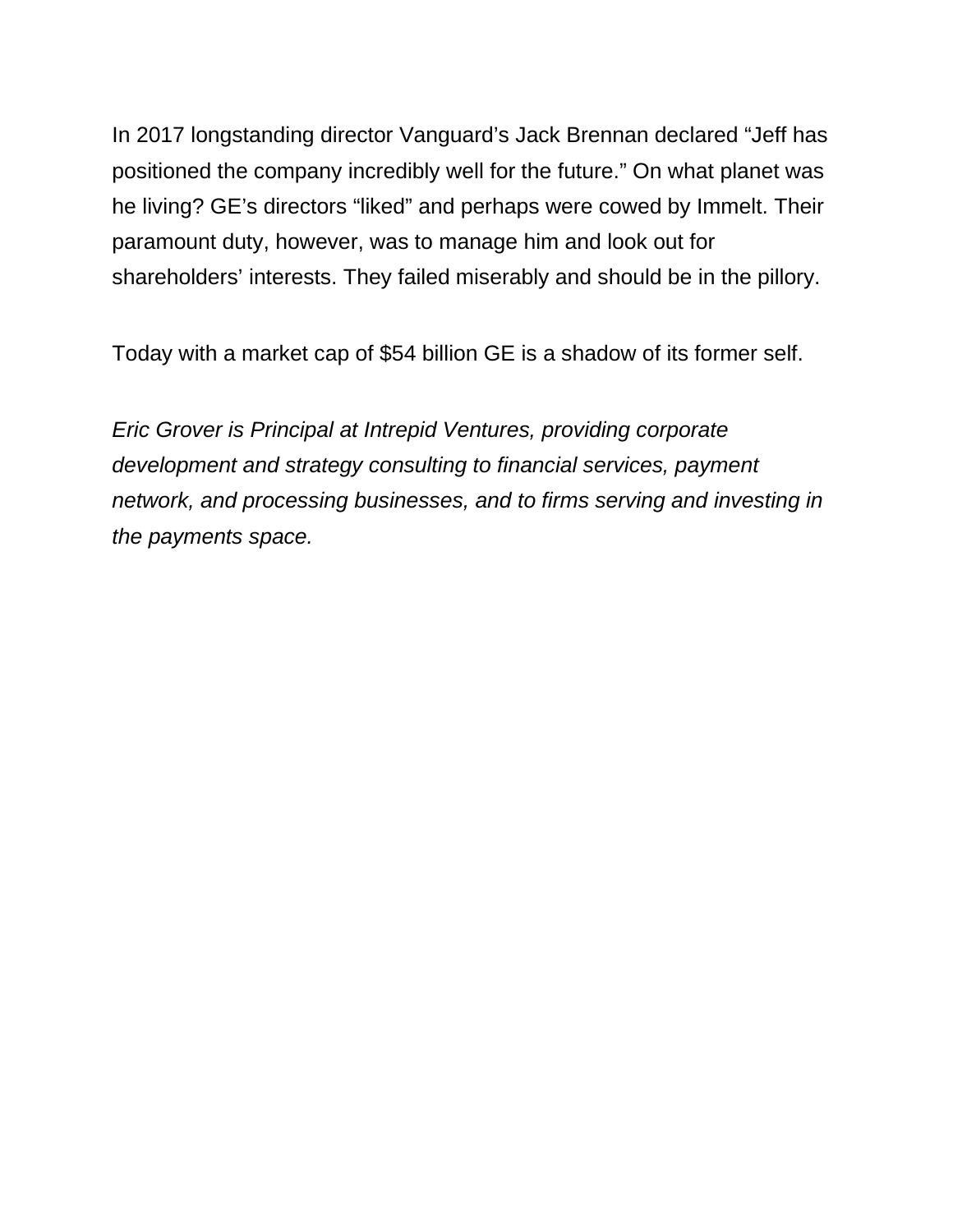In 2017 longstanding director Vanguard’s Jack Brennan declared “Jeff has positioned the company incredibly well for the future.” On what planet was he living? GE’s directors “liked” and perhaps were cowed by Immelt. Their paramount duty, however, was to manage him and look out for shareholders’ interests. They failed miserably and should be in the pillory.

Today with a market cap of $54 billion GE is a shadow of its former self.

*Eric Grover is Principal at Intrepid Ventures, providing corporate development and strategy consulting to financial services, payment network, and processing businesses, and to firms serving and investing in the payments space.*